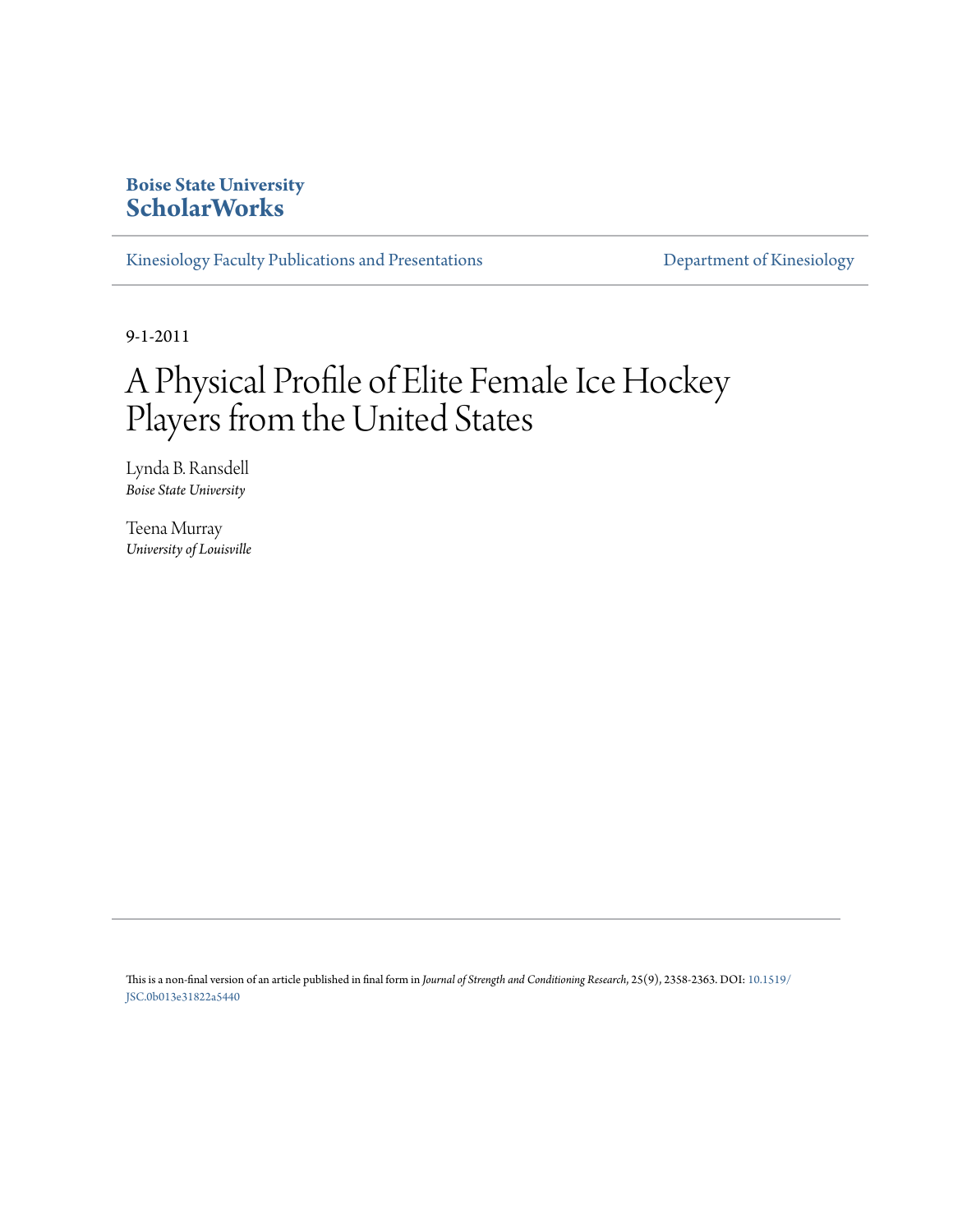**Boise State University**
**ScholarWorks**

Kinesiology Faculty Publications and Presentations

Department of Kinesiology

9-1-2011

# A Physical Profile of Elite Female Ice Hockey Players from the United States

Lynda B. Ransdell
*Boise State University*

Teena Murray
*University of Louisville*

This is a non-final version of an article published in final form in *Journal of Strength and Conditioning Research*, 25(9), 2358-2363. DOI: 10.1519/JSC.0b013e31822a5440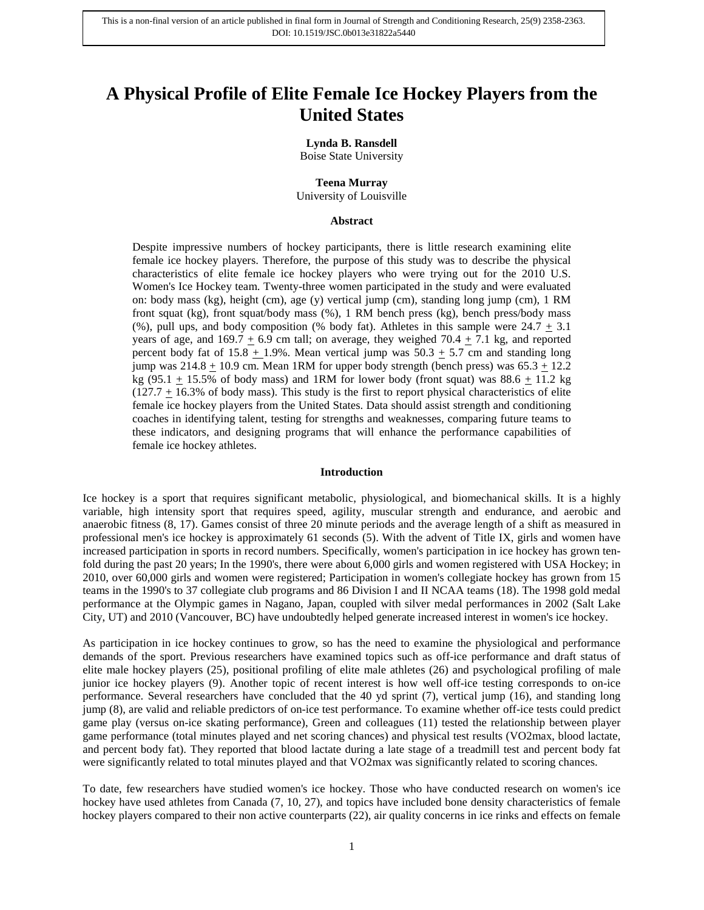This is a non-final version of an article published in final form in Journal of Strength and Conditioning Research, 25(9) 2358-2363. DOI: 10.1519/JSC.0b013e31822a5440

# A Physical Profile of Elite Female Ice Hockey Players from the United States

**Lynda B. Ransdell**
Boise State University

**Teena Murray**
University of Louisville

### Abstract

Despite impressive numbers of hockey participants, there is little research examining elite female ice hockey players. Therefore, the purpose of this study was to describe the physical characteristics of elite female ice hockey players who were trying out for the 2010 U.S. Women's Ice Hockey team. Twenty-three women participated in the study and were evaluated on: body mass (kg), height (cm), age (y) vertical jump (cm), standing long jump (cm), 1 RM front squat (kg), front squat/body mass (%), 1 RM bench press (kg), bench press/body mass (%), pull ups, and body composition (% body fat). Athletes in this sample were 24.7 ± 3.1 years of age, and 169.7 ± 6.9 cm tall; on average, they weighed 70.4 ± 7.1 kg, and reported percent body fat of 15.8 ± 1.9%. Mean vertical jump was 50.3 ± 5.7 cm and standing long jump was 214.8 ± 10.9 cm. Mean 1RM for upper body strength (bench press) was 65.3 ± 12.2 kg (95.1 ± 15.5% of body mass) and 1RM for lower body (front squat) was 88.6 ± 11.2 kg (127.7 ± 16.3% of body mass). This study is the first to report physical characteristics of elite female ice hockey players from the United States. Data should assist strength and conditioning coaches in identifying talent, testing for strengths and weaknesses, comparing future teams to these indicators, and designing programs that will enhance the performance capabilities of female ice hockey athletes.

### Introduction

Ice hockey is a sport that requires significant metabolic, physiological, and biomechanical skills. It is a highly variable, high intensity sport that requires speed, agility, muscular strength and endurance, and aerobic and anaerobic fitness (8, 17). Games consist of three 20 minute periods and the average length of a shift as measured in professional men's ice hockey is approximately 61 seconds (5). With the advent of Title IX, girls and women have increased participation in sports in record numbers. Specifically, women's participation in ice hockey has grown ten-fold during the past 20 years; In the 1990's, there were about 6,000 girls and women registered with USA Hockey; in 2010, over 60,000 girls and women were registered; Participation in women's collegiate hockey has grown from 15 teams in the 1990's to 37 collegiate club programs and 86 Division I and II NCAA teams (18). The 1998 gold medal performance at the Olympic games in Nagano, Japan, coupled with silver medal performances in 2002 (Salt Lake City, UT) and 2010 (Vancouver, BC) have undoubtedly helped generate increased interest in women's ice hockey.

As participation in ice hockey continues to grow, so has the need to examine the physiological and performance demands of the sport. Previous researchers have examined topics such as off-ice performance and draft status of elite male hockey players (25), positional profiling of elite male athletes (26) and psychological profiling of male junior ice hockey players (9). Another topic of recent interest is how well off-ice testing corresponds to on-ice performance. Several researchers have concluded that the 40 yd sprint (7), vertical jump (16), and standing long jump (8), are valid and reliable predictors of on-ice test performance. To examine whether off-ice tests could predict game play (versus on-ice skating performance), Green and colleagues (11) tested the relationship between player game performance (total minutes played and net scoring chances) and physical test results (VO2max, blood lactate, and percent body fat). They reported that blood lactate during a late stage of a treadmill test and percent body fat were significantly related to total minutes played and that VO2max was significantly related to scoring chances.

To date, few researchers have studied women's ice hockey. Those who have conducted research on women's ice hockey have used athletes from Canada (7, 10, 27), and topics have included bone density characteristics of female hockey players compared to their non active counterparts (22), air quality concerns in ice rinks and effects on female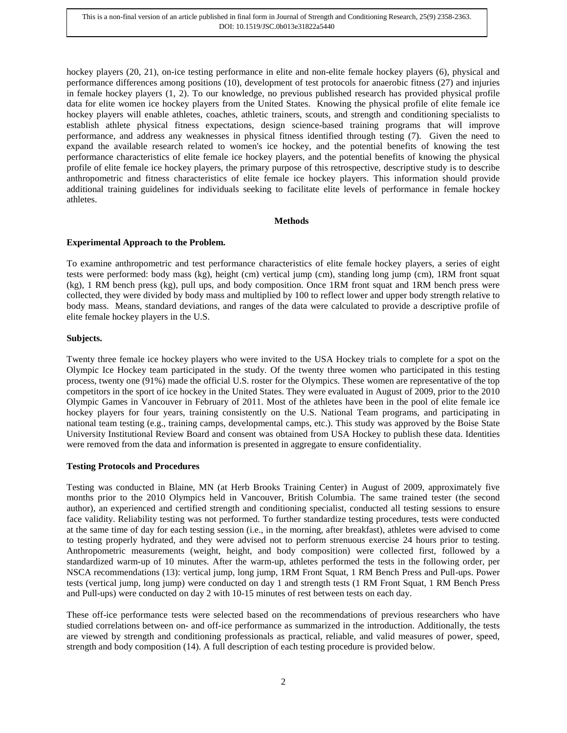hockey players (20, 21), on-ice testing performance in elite and non-elite female hockey players (6), physical and performance differences among positions (10), development of test protocols for anaerobic fitness (27) and injuries in female hockey players (1, 2). To our knowledge, no previous published research has provided physical profile data for elite women ice hockey players from the United States. Knowing the physical profile of elite female ice hockey players will enable athletes, coaches, athletic trainers, scouts, and strength and conditioning specialists to establish athlete physical fitness expectations, design science-based training programs that will improve performance, and address any weaknesses in physical fitness identified through testing (7). Given the need to expand the available research related to women's ice hockey, and the potential benefits of knowing the test performance characteristics of elite female ice hockey players, and the potential benefits of knowing the physical profile of elite female ice hockey players, the primary purpose of this retrospective, descriptive study is to describe anthropometric and fitness characteristics of elite female ice hockey players. This information should provide additional training guidelines for individuals seeking to facilitate elite levels of performance in female hockey athletes.

## Methods

### Experimental Approach to the Problem.

To examine anthropometric and test performance characteristics of elite female hockey players, a series of eight tests were performed: body mass (kg), height (cm) vertical jump (cm), standing long jump (cm), 1RM front squat (kg), 1 RM bench press (kg), pull ups, and body composition. Once 1RM front squat and 1RM bench press were collected, they were divided by body mass and multiplied by 100 to reflect lower and upper body strength relative to body mass. Means, standard deviations, and ranges of the data were calculated to provide a descriptive profile of elite female hockey players in the U.S.

### Subjects.

Twenty three female ice hockey players who were invited to the USA Hockey trials to complete for a spot on the Olympic Ice Hockey team participated in the study. Of the twenty three women who participated in this testing process, twenty one (91%) made the official U.S. roster for the Olympics. These women are representative of the top competitors in the sport of ice hockey in the United States. They were evaluated in August of 2009, prior to the 2010 Olympic Games in Vancouver in February of 2011. Most of the athletes have been in the pool of elite female ice hockey players for four years, training consistently on the U.S. National Team programs, and participating in national team testing (e.g., training camps, developmental camps, etc.). This study was approved by the Boise State University Institutional Review Board and consent was obtained from USA Hockey to publish these data. Identities were removed from the data and information is presented in aggregate to ensure confidentiality.

### Testing Protocols and Procedures

Testing was conducted in Blaine, MN (at Herb Brooks Training Center) in August of 2009, approximately five months prior to the 2010 Olympics held in Vancouver, British Columbia. The same trained tester (the second author), an experienced and certified strength and conditioning specialist, conducted all testing sessions to ensure face validity. Reliability testing was not performed. To further standardize testing procedures, tests were conducted at the same time of day for each testing session (i.e., in the morning, after breakfast), athletes were advised to come to testing properly hydrated, and they were advised not to perform strenuous exercise 24 hours prior to testing. Anthropometric measurements (weight, height, and body composition) were collected first, followed by a standardized warm-up of 10 minutes. After the warm-up, athletes performed the tests in the following order, per NSCA recommendations (13): vertical jump, long jump, 1RM Front Squat, 1 RM Bench Press and Pull-ups. Power tests (vertical jump, long jump) were conducted on day 1 and strength tests (1 RM Front Squat, 1 RM Bench Press and Pull-ups) were conducted on day 2 with 10-15 minutes of rest between tests on each day.

These off-ice performance tests were selected based on the recommendations of previous researchers who have studied correlations between on- and off-ice performance as summarized in the introduction. Additionally, the tests are viewed by strength and conditioning professionals as practical, reliable, and valid measures of power, speed, strength and body composition (14). A full description of each testing procedure is provided below.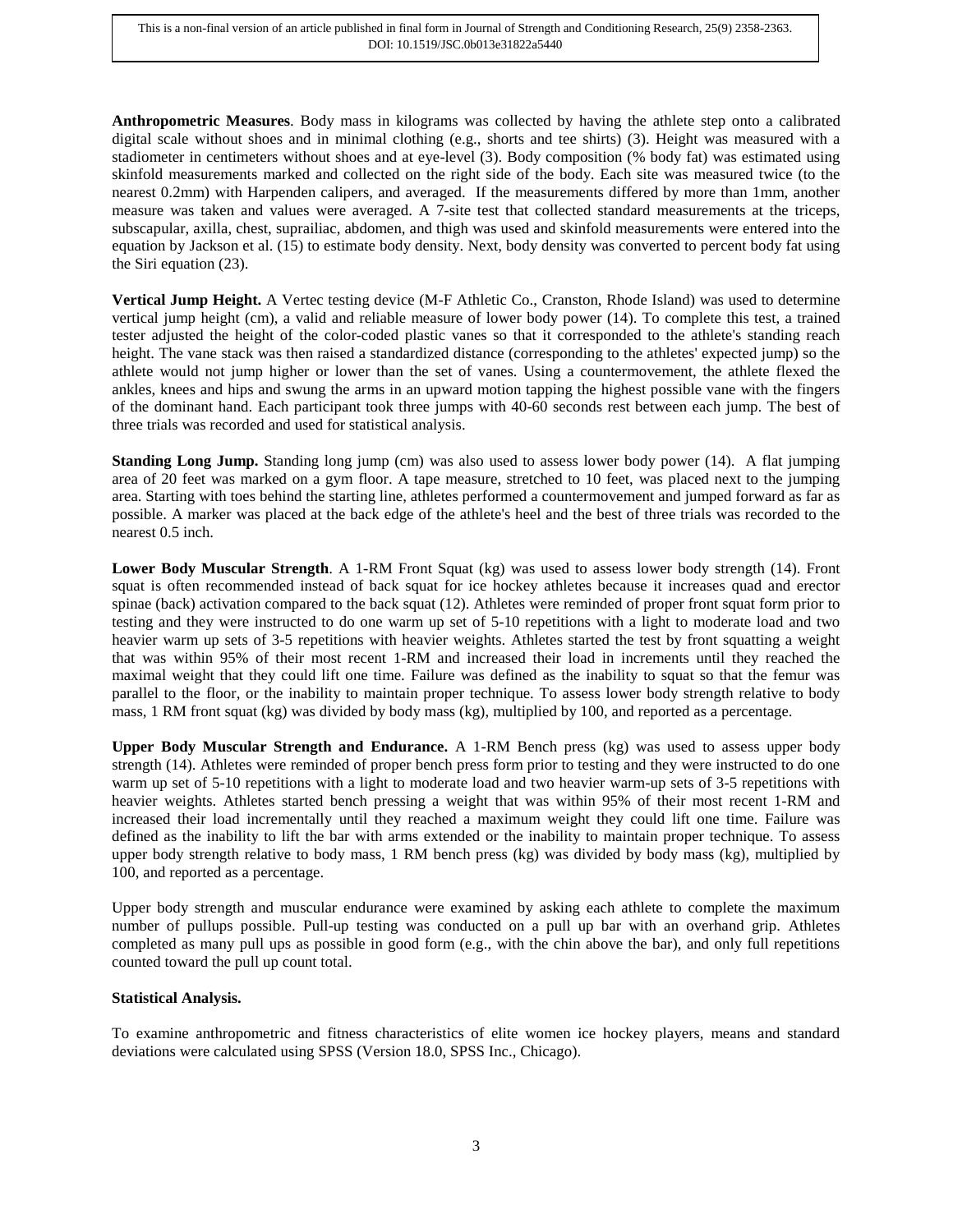**Anthropometric Measures**. Body mass in kilograms was collected by having the athlete step onto a calibrated digital scale without shoes and in minimal clothing (e.g., shorts and tee shirts) (3). Height was measured with a stadiometer in centimeters without shoes and at eye-level (3). Body composition (% body fat) was estimated using skinfold measurements marked and collected on the right side of the body. Each site was measured twice (to the nearest 0.2mm) with Harpenden calipers, and averaged. If the measurements differed by more than 1mm, another measure was taken and values were averaged. A 7-site test that collected standard measurements at the triceps, subscapular, axilla, chest, suprailiac, abdomen, and thigh was used and skinfold measurements were entered into the equation by Jackson et al. (15) to estimate body density. Next, body density was converted to percent body fat using the Siri equation (23).

**Vertical Jump Height.** A Vertec testing device (M-F Athletic Co., Cranston, Rhode Island) was used to determine vertical jump height (cm), a valid and reliable measure of lower body power (14). To complete this test, a trained tester adjusted the height of the color-coded plastic vanes so that it corresponded to the athlete's standing reach height. The vane stack was then raised a standardized distance (corresponding to the athletes' expected jump) so the athlete would not jump higher or lower than the set of vanes. Using a countermovement, the athlete flexed the ankles, knees and hips and swung the arms in an upward motion tapping the highest possible vane with the fingers of the dominant hand. Each participant took three jumps with 40-60 seconds rest between each jump. The best of three trials was recorded and used for statistical analysis.

**Standing Long Jump.** Standing long jump (cm) was also used to assess lower body power (14). A flat jumping area of 20 feet was marked on a gym floor. A tape measure, stretched to 10 feet, was placed next to the jumping area. Starting with toes behind the starting line, athletes performed a countermovement and jumped forward as far as possible. A marker was placed at the back edge of the athlete's heel and the best of three trials was recorded to the nearest 0.5 inch.

**Lower Body Muscular Strength**. A 1-RM Front Squat (kg) was used to assess lower body strength (14). Front squat is often recommended instead of back squat for ice hockey athletes because it increases quad and erector spinae (back) activation compared to the back squat (12). Athletes were reminded of proper front squat form prior to testing and they were instructed to do one warm up set of 5-10 repetitions with a light to moderate load and two heavier warm up sets of 3-5 repetitions with heavier weights. Athletes started the test by front squatting a weight that was within 95% of their most recent 1-RM and increased their load in increments until they reached the maximal weight that they could lift one time. Failure was defined as the inability to squat so that the femur was parallel to the floor, or the inability to maintain proper technique. To assess lower body strength relative to body mass, 1 RM front squat (kg) was divided by body mass (kg), multiplied by 100, and reported as a percentage.

**Upper Body Muscular Strength and Endurance.** A 1-RM Bench press (kg) was used to assess upper body strength (14). Athletes were reminded of proper bench press form prior to testing and they were instructed to do one warm up set of 5-10 repetitions with a light to moderate load and two heavier warm-up sets of 3-5 repetitions with heavier weights. Athletes started bench pressing a weight that was within 95% of their most recent 1-RM and increased their load incrementally until they reached a maximum weight they could lift one time. Failure was defined as the inability to lift the bar with arms extended or the inability to maintain proper technique. To assess upper body strength relative to body mass, 1 RM bench press (kg) was divided by body mass (kg), multiplied by 100, and reported as a percentage.

Upper body strength and muscular endurance were examined by asking each athlete to complete the maximum number of pullups possible. Pull-up testing was conducted on a pull up bar with an overhand grip. Athletes completed as many pull ups as possible in good form (e.g., with the chin above the bar), and only full repetitions counted toward the pull up count total.

**Statistical Analysis.**

To examine anthropometric and fitness characteristics of elite women ice hockey players, means and standard deviations were calculated using SPSS (Version 18.0, SPSS Inc., Chicago).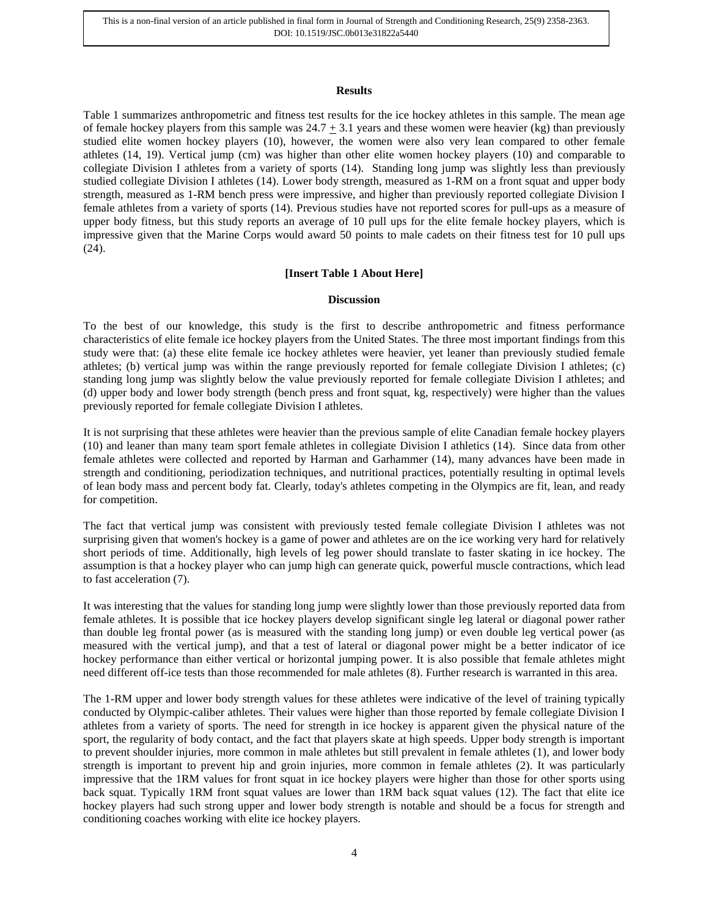## Results

Table 1 summarizes anthropometric and fitness test results for the ice hockey athletes in this sample. The mean age of female hockey players from this sample was 24.7 $\pm$ 3.1 years and these women were heavier (kg) than previously studied elite women hockey players (10), however, the women were also very lean compared to other female athletes (14, 19). Vertical jump (cm) was higher than other elite women hockey players (10) and comparable to collegiate Division I athletes from a variety of sports (14). Standing long jump was slightly less than previously studied collegiate Division I athletes (14). Lower body strength, measured as 1-RM on a front squat and upper body strength, measured as 1-RM bench press were impressive, and higher than previously reported collegiate Division I female athletes from a variety of sports (14). Previous studies have not reported scores for pull-ups as a measure of upper body fitness, but this study reports an average of 10 pull ups for the elite female hockey players, which is impressive given that the Marine Corps would award 50 points to male cadets on their fitness test for 10 pull ups (24).

**[Insert Table 1 About Here]**

## Discussion

To the best of our knowledge, this study is the first to describe anthropometric and fitness performance characteristics of elite female ice hockey players from the United States. The three most important findings from this study were that: (a) these elite female ice hockey athletes were heavier, yet leaner than previously studied female athletes; (b) vertical jump was within the range previously reported for female collegiate Division I athletes; (c) standing long jump was slightly below the value previously reported for female collegiate Division I athletes; and (d) upper body and lower body strength (bench press and front squat, kg, respectively) were higher than the values previously reported for female collegiate Division I athletes.

It is not surprising that these athletes were heavier than the previous sample of elite Canadian female hockey players (10) and leaner than many team sport female athletes in collegiate Division I athletics (14). Since data from other female athletes were collected and reported by Harman and Garhammer (14), many advances have been made in strength and conditioning, periodization techniques, and nutritional practices, potentially resulting in optimal levels of lean body mass and percent body fat. Clearly, today's athletes competing in the Olympics are fit, lean, and ready for competition.

The fact that vertical jump was consistent with previously tested female collegiate Division I athletes was not surprising given that women's hockey is a game of power and athletes are on the ice working very hard for relatively short periods of time. Additionally, high levels of leg power should translate to faster skating in ice hockey. The assumption is that a hockey player who can jump high can generate quick, powerful muscle contractions, which lead to fast acceleration (7).

It was interesting that the values for standing long jump were slightly lower than those previously reported data from female athletes. It is possible that ice hockey players develop significant single leg lateral or diagonal power rather than double leg frontal power (as is measured with the standing long jump) or even double leg vertical power (as measured with the vertical jump), and that a test of lateral or diagonal power might be a better indicator of ice hockey performance than either vertical or horizontal jumping power. It is also possible that female athletes might need different off-ice tests than those recommended for male athletes (8). Further research is warranted in this area.

The 1-RM upper and lower body strength values for these athletes were indicative of the level of training typically conducted by Olympic-caliber athletes. Their values were higher than those reported by female collegiate Division I athletes from a variety of sports. The need for strength in ice hockey is apparent given the physical nature of the sport, the regularity of body contact, and the fact that players skate at high speeds. Upper body strength is important to prevent shoulder injuries, more common in male athletes but still prevalent in female athletes (1), and lower body strength is important to prevent hip and groin injuries, more common in female athletes (2). It was particularly impressive that the 1RM values for front squat in ice hockey players were higher than those for other sports using back squat. Typically 1RM front squat values are lower than 1RM back squat values (12). The fact that elite ice hockey players had such strong upper and lower body strength is notable and should be a focus for strength and conditioning coaches working with elite ice hockey players.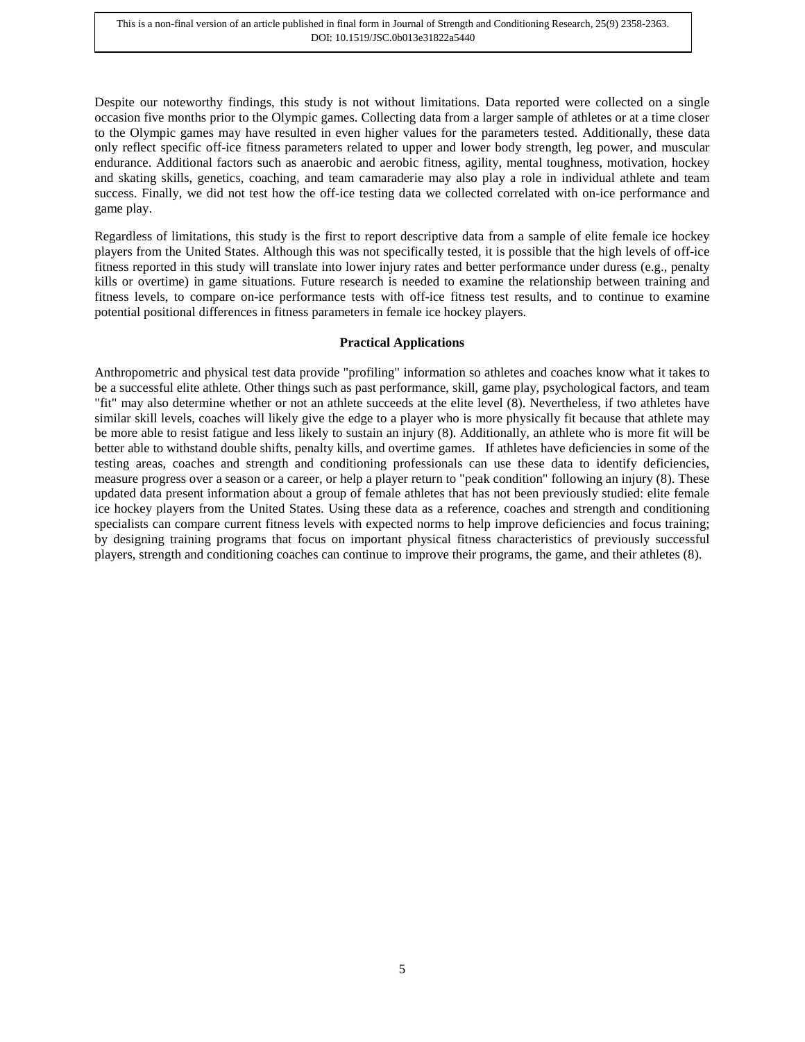Despite our noteworthy findings, this study is not without limitations. Data reported were collected on a single occasion five months prior to the Olympic games. Collecting data from a larger sample of athletes or at a time closer to the Olympic games may have resulted in even higher values for the parameters tested. Additionally, these data only reflect specific off-ice fitness parameters related to upper and lower body strength, leg power, and muscular endurance. Additional factors such as anaerobic and aerobic fitness, agility, mental toughness, motivation, hockey and skating skills, genetics, coaching, and team camaraderie may also play a role in individual athlete and team success. Finally, we did not test how the off-ice testing data we collected correlated with on-ice performance and game play.

Regardless of limitations, this study is the first to report descriptive data from a sample of elite female ice hockey players from the United States. Although this was not specifically tested, it is possible that the high levels of off-ice fitness reported in this study will translate into lower injury rates and better performance under duress (e.g., penalty kills or overtime) in game situations. Future research is needed to examine the relationship between training and fitness levels, to compare on-ice performance tests with off-ice fitness test results, and to continue to examine potential positional differences in fitness parameters in female ice hockey players.

## Practical Applications

Anthropometric and physical test data provide "profiling" information so athletes and coaches know what it takes to be a successful elite athlete. Other things such as past performance, skill, game play, psychological factors, and team "fit" may also determine whether or not an athlete succeeds at the elite level (8). Nevertheless, if two athletes have similar skill levels, coaches will likely give the edge to a player who is more physically fit because that athlete may be more able to resist fatigue and less likely to sustain an injury (8). Additionally, an athlete who is more fit will be better able to withstand double shifts, penalty kills, and overtime games. If athletes have deficiencies in some of the testing areas, coaches and strength and conditioning professionals can use these data to identify deficiencies, measure progress over a season or a career, or help a player return to "peak condition" following an injury (8). These updated data present information about a group of female athletes that has not been previously studied: elite female ice hockey players from the United States. Using these data as a reference, coaches and strength and conditioning specialists can compare current fitness levels with expected norms to help improve deficiencies and focus training; by designing training programs that focus on important physical fitness characteristics of previously successful players, strength and conditioning coaches can continue to improve their programs, the game, and their athletes (8).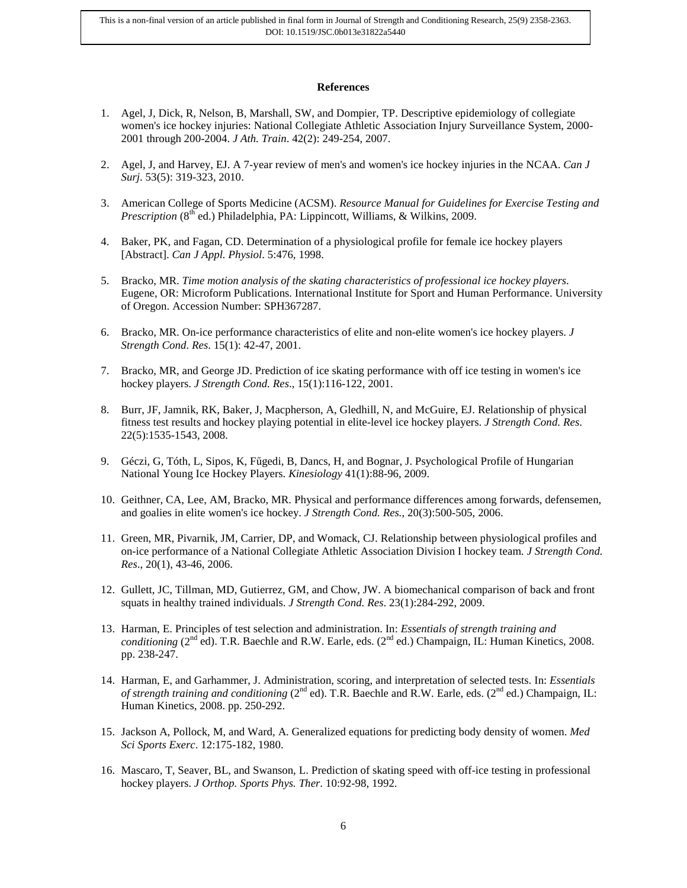**References**

1. Agel, J, Dick, R, Nelson, B, Marshall, SW, and Dompier, TP. Descriptive epidemiology of collegiate women's ice hockey injuries: National Collegiate Athletic Association Injury Surveillance System, 2000-2001 through 200-2004. *J Ath. Train*. 42(2): 249-254, 2007.

2. Agel, J, and Harvey, EJ. A 7-year review of men's and women's ice hockey injuries in the NCAA. *Can J Surj*. 53(5): 319-323, 2010.

3. American College of Sports Medicine (ACSM). *Resource Manual for Guidelines for Exercise Testing and Prescription* (8th ed.) Philadelphia, PA: Lippincott, Williams, & Wilkins, 2009.

4. Baker, PK, and Fagan, CD. Determination of a physiological profile for female ice hockey players [Abstract]. *Can J Appl. Physiol*. 5:476, 1998.

5. Bracko, MR. *Time motion analysis of the skating characteristics of professional ice hockey players*. Eugene, OR: Microform Publications. International Institute for Sport and Human Performance. University of Oregon. Accession Number: SPH367287.

6. Bracko, MR. On-ice performance characteristics of elite and non-elite women's ice hockey players. *J Strength Cond. Res*. 15(1): 42-47, 2001.

7. Bracko, MR, and George JD. Prediction of ice skating performance with off ice testing in women's ice hockey players. *J Strength Cond. Res*., 15(1):116-122, 2001.

8. Burr, JF, Jamnik, RK, Baker, J, Macpherson, A, Gledhill, N, and McGuire, EJ. Relationship of physical fitness test results and hockey playing potential in elite-level ice hockey players. *J Strength Cond. Res*. 22(5):1535-1543, 2008.

9. Géczi, G, Tóth, L, Sipos, K, Fűgedi, B, Dancs, H, and Bognar, J. Psychological Profile of Hungarian National Young Ice Hockey Players. *Kinesiology* 41(1):88-96, 2009.

10. Geithner, CA, Lee, AM, Bracko, MR. Physical and performance differences among forwards, defensemen, and goalies in elite women's ice hockey. *J Strength Cond. Res.,* 20(3):500-505, 2006.

11. Green, MR, Pivarnik, JM, Carrier, DP, and Womack, CJ. Relationship between physiological profiles and on-ice performance of a National Collegiate Athletic Association Division I hockey team. *J Strength Cond. Res*., 20(1), 43-46, 2006.

12. Gullett, JC, Tillman, MD, Gutierrez, GM, and Chow, JW. A biomechanical comparison of back and front squats in healthy trained individuals. *J Strength Cond. Res*. 23(1):284-292, 2009.

13. Harman, E. Principles of test selection and administration. In: *Essentials of strength training and conditioning* (2nd ed). T.R. Baechle and R.W. Earle, eds. (2nd ed.) Champaign, IL: Human Kinetics, 2008. pp. 238-247.

14. Harman, E, and Garhammer, J. Administration, scoring, and interpretation of selected tests. In: *Essentials of strength training and conditioning* (2nd ed). T.R. Baechle and R.W. Earle, eds. (2nd ed.) Champaign, IL: Human Kinetics, 2008. pp. 250-292.

15. Jackson A, Pollock, M, and Ward, A. Generalized equations for predicting body density of women. *Med Sci Sports Exerc*. 12:175-182, 1980.

16. Mascaro, T, Seaver, BL, and Swanson, L. Prediction of skating speed with off-ice testing in professional hockey players. *J Orthop. Sports Phys. Ther*. 10:92-98, 1992.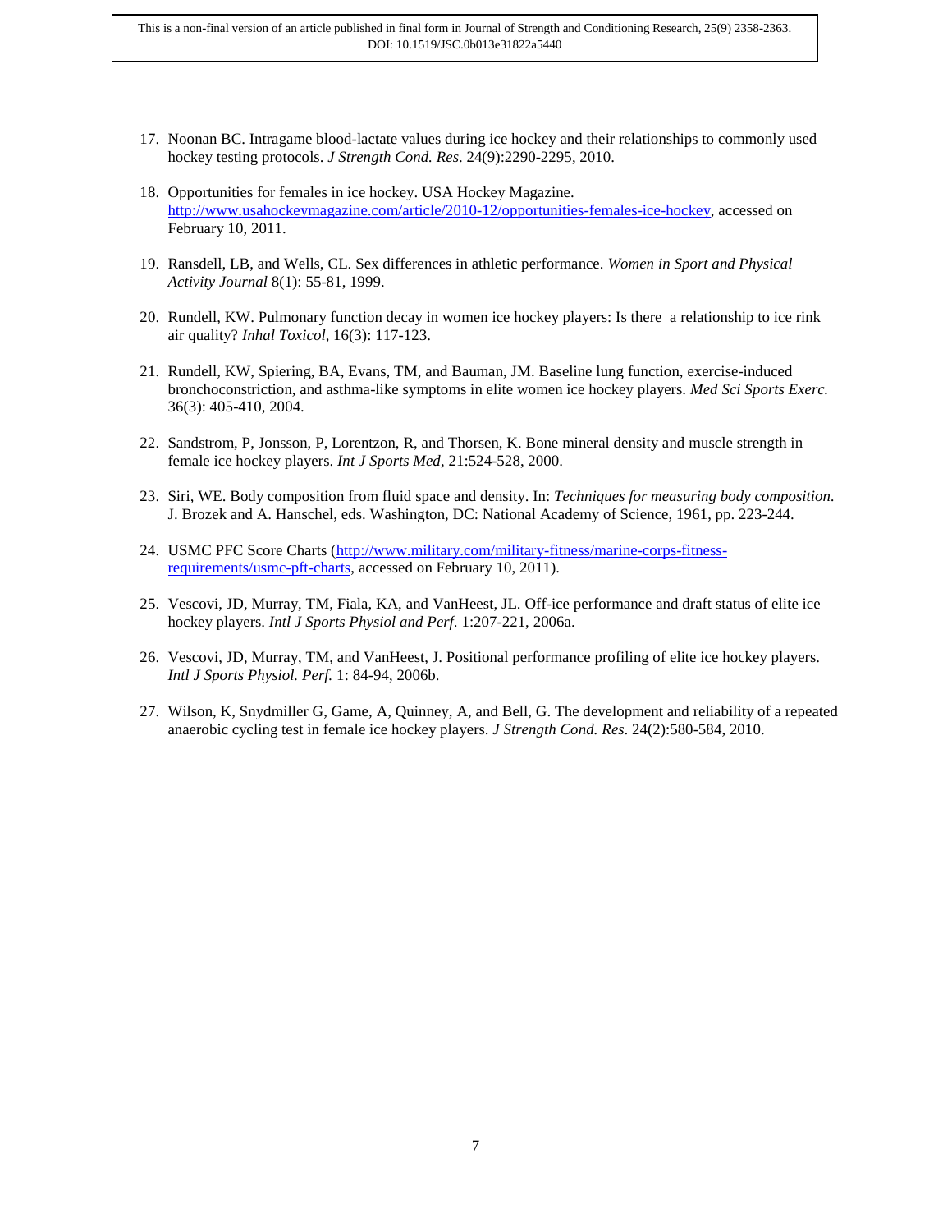17. Noonan BC. Intragame blood-lactate values during ice hockey and their relationships to commonly used hockey testing protocols. *J Strength Cond. Res*. 24(9):2290-2295, 2010.

18. Opportunities for females in ice hockey. USA Hockey Magazine. http://www.usahockeymagazine.com/article/2010-12/opportunities-females-ice-hockey, accessed on February 10, 2011.

19. Ransdell, LB, and Wells, CL. Sex differences in athletic performance. *Women in Sport and Physical Activity Journal* 8(1): 55-81, 1999.

20. Rundell, KW. Pulmonary function decay in women ice hockey players: Is there a relationship to ice rink air quality? *Inhal Toxicol*, 16(3): 117-123.

21. Rundell, KW, Spiering, BA, Evans, TM, and Bauman, JM. Baseline lung function, exercise-induced bronchoconstriction, and asthma-like symptoms in elite women ice hockey players. *Med Sci Sports Exerc.* 36(3): 405-410, 2004.

22. Sandstrom, P, Jonsson, P, Lorentzon, R, and Thorsen, K. Bone mineral density and muscle strength in female ice hockey players. *Int J Sports Med*, 21:524-528, 2000.

23. Siri, WE. Body composition from fluid space and density. In: *Techniques for measuring body composition*. J. Brozek and A. Hanschel, eds. Washington, DC: National Academy of Science, 1961, pp. 223-244.

24. USMC PFC Score Charts (http://www.military.com/military-fitness/marine-corps-fitness-requirements/usmc-pft-charts, accessed on February 10, 2011).

25. Vescovi, JD, Murray, TM, Fiala, KA, and VanHeest, JL. Off-ice performance and draft status of elite ice hockey players. *Intl J Sports Physiol and Perf*. 1:207-221, 2006a.

26. Vescovi, JD, Murray, TM, and VanHeest, J. Positional performance profiling of elite ice hockey players. *Intl J Sports Physiol. Perf.* 1: 84-94, 2006b.

27. Wilson, K, Snydmiller G, Game, A, Quinney, A, and Bell, G. The development and reliability of a repeated anaerobic cycling test in female ice hockey players. *J Strength Cond. Res*. 24(2):580-584, 2010.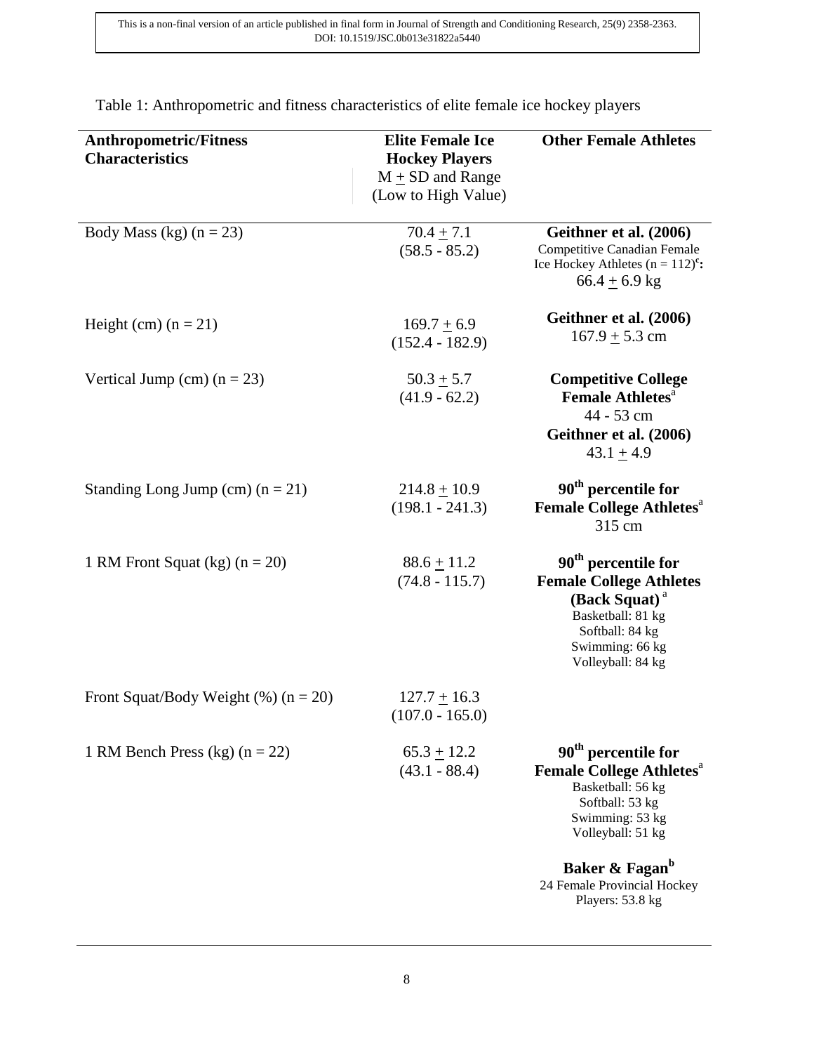Table 1: Anthropometric and fitness characteristics of elite female ice hockey players

| Anthropometric/Fitness Characteristics | Elite Female Ice Hockey Players M ± SD and Range (Low to High Value) | Other Female Athletes |
|---|---|---|
| Body Mass (kg) (n = 23) | 70.4 ± 7.1 (58.5 - 85.2) | **Geithner et al. (2006)** Competitive Canadian Female Ice Hockey Athletes (n = 112)[c]**:** 66.4 ± 6.9 kg |
| Height (cm) (n = 21) | 169.7 ± 6.9 (152.4 - 182.9) | **Geithner et al. (2006)** 167.9 ± 5.3 cm |
| Vertical Jump (cm) (n = 23) | 50.3 ± 5.7 (41.9 - 62.2) | **Competitive College Female Athletes**[a] 44 - 53 cm **Geithner et al. (2006)** 43.1 ± 4.9 |
| Standing Long Jump (cm) (n = 21) | 214.8 ± 10.9 (198.1 - 241.3) | **90th percentile for Female College Athletes**[a] 315 cm |
| 1 RM Front Squat (kg) (n = 20) | 88.6 ± 11.2 (74.8 - 115.7) | **90th percentile for Female College Athletes (Back Squat)**[a] Basketball: 81 kg Softball: 84 kg Swimming: 66 kg Volleyball: 84 kg |
| Front Squat/Body Weight (%) (n = 20) | 127.7 ± 16.3 (107.0 - 165.0) | |
| 1 RM Bench Press (kg) (n = 22) | 65.3 ± 12.2 (43.1 - 88.4) | **90th percentile for Female College Athletes**[a] Basketball: 56 kg Softball: 53 kg Swimming: 53 kg Volleyball: 51 kg **Baker & Fagan**[b] 24 Female Provincial Hockey Players: 53.8 kg |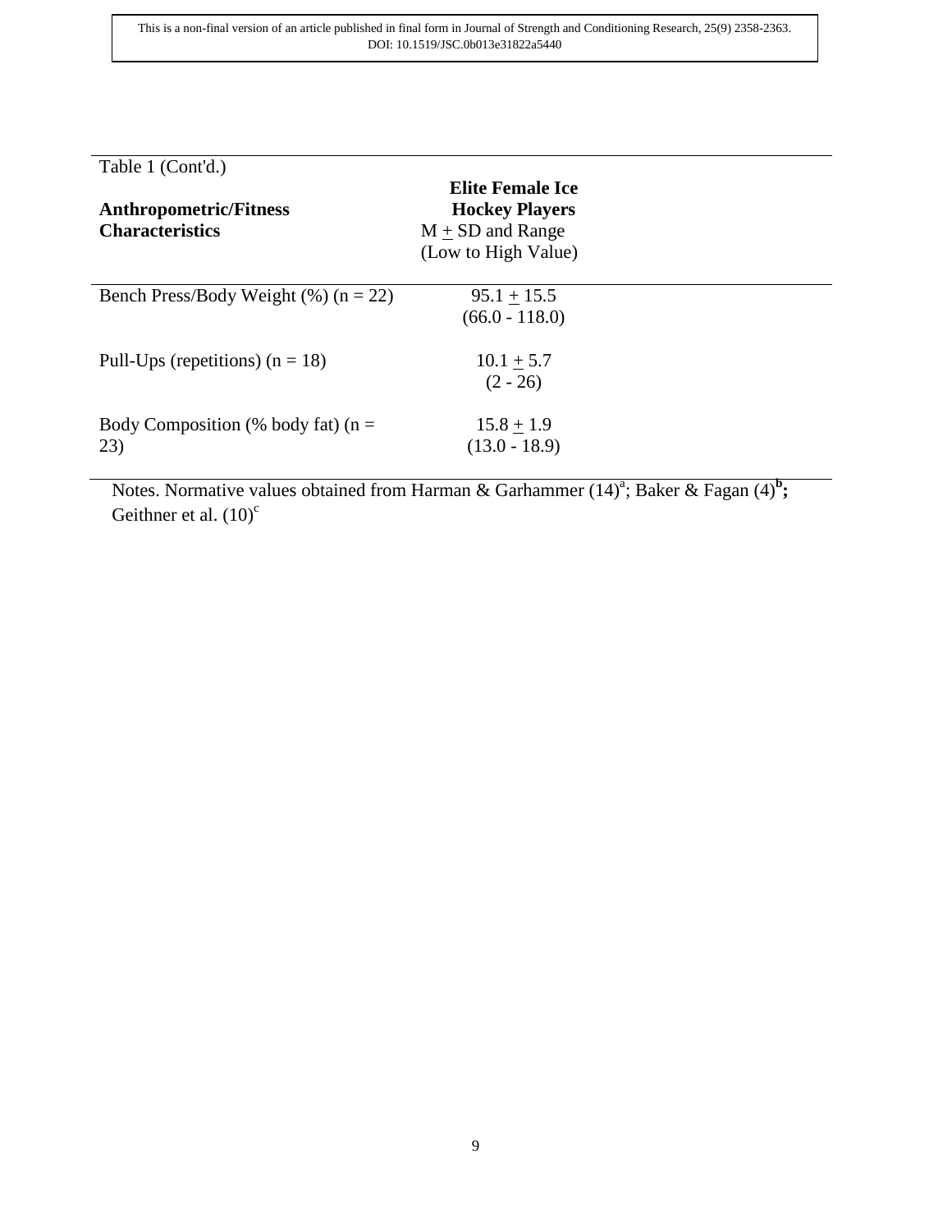Table 1 (Cont'd.)

| Anthropometric/Fitness Characteristics | Elite Female Ice Hockey Players M ± SD and Range (Low to High Value) |
|---|---|
| Bench Press/Body Weight (%) (n = 22) | 95.1 ± 15.5 (66.0 - 118.0) |
| Pull-Ups (repetitions) (n = 18) | 10.1 ± 5.7 (2 - 26) |
| Body Composition (% body fat) (n = 23) | 15.8 ± 1.9 (13.0 - 18.9) |

Notes. Normative values obtained from Harman & Garhammer (14)[a]; Baker & Fagan (4)[b]; Geithner et al. (10)[c]